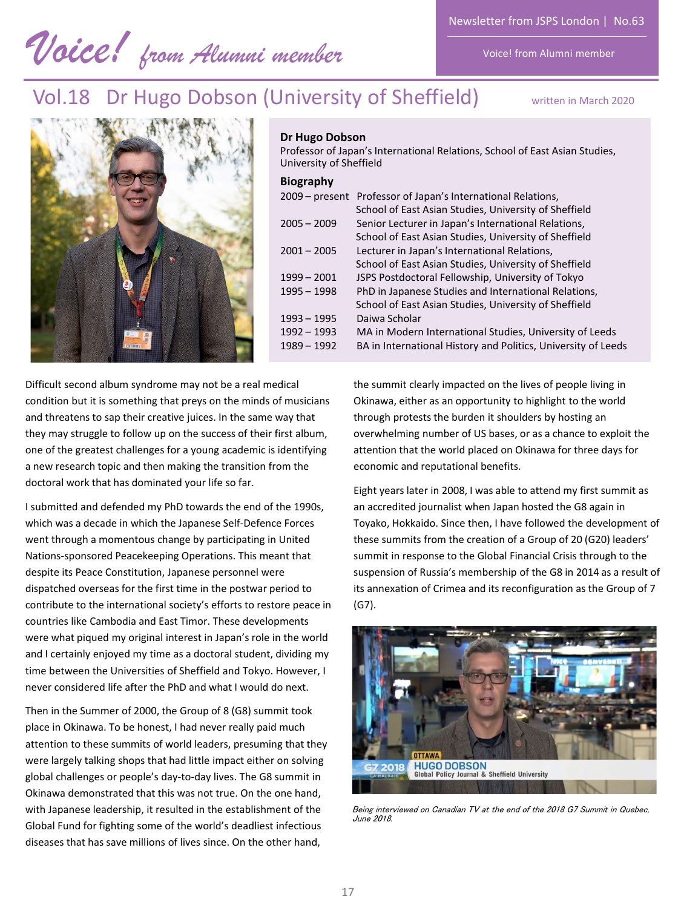# Voice! from Alumni member

## Vol.18 Dr Hugo Dobson (University of Sheffield)

written in March 2020

**Dr Hugo Dobson**
Professor of Japan's International Relations, School of East Asian Studies, University of Sheffield

**Biography**

| | |
|---|---|
| 2009 – present | Professor of Japan's International Relations, School of East Asian Studies, University of Sheffield |
| 2005 – 2009 | Senior Lecturer in Japan's International Relations, School of East Asian Studies, University of Sheffield |
| 2001 – 2005 | Lecturer in Japan's International Relations, School of East Asian Studies, University of Sheffield |
| 1999 – 2001 | JSPS Postdoctoral Fellowship, University of Tokyo |
| 1995 – 1998 | PhD in Japanese Studies and International Relations, School of East Asian Studies, University of Sheffield |
| 1993 – 1995 | Daiwa Scholar |
| 1992 – 1993 | MA in Modern International Studies, University of Leeds |
| 1989 – 1992 | BA in International History and Politics, University of Leeds |

Difficult second album syndrome may not be a real medical condition but it is something that preys on the minds of musicians and threatens to sap their creative juices. In the same way that they may struggle to follow up on the success of their first album, one of the greatest challenges for a young academic is identifying a new research topic and then making the transition from the doctoral work that has dominated your life so far.

I submitted and defended my PhD towards the end of the 1990s, which was a decade in which the Japanese Self-Defence Forces went through a momentous change by participating in United Nations-sponsored Peacekeeping Operations. This meant that despite its Peace Constitution, Japanese personnel were dispatched overseas for the first time in the postwar period to contribute to the international society's efforts to restore peace in countries like Cambodia and East Timor. These developments were what piqued my original interest in Japan's role in the world and I certainly enjoyed my time as a doctoral student, dividing my time between the Universities of Sheffield and Tokyo. However, I never considered life after the PhD and what I would do next.

Then in the Summer of 2000, the Group of 8 (G8) summit took place in Okinawa. To be honest, I had never really paid much attention to these summits of world leaders, presuming that they were largely talking shops that had little impact either on solving global challenges or people's day-to-day lives. The G8 summit in Okinawa demonstrated that this was not true. On the one hand, with Japanese leadership, it resulted in the establishment of the Global Fund for fighting some of the world's deadliest infectious diseases that has save millions of lives since. On the other hand, the summit clearly impacted on the lives of people living in Okinawa, either as an opportunity to highlight to the world through protests the burden it shoulders by hosting an overwhelming number of US bases, or as a chance to exploit the attention that the world placed on Okinawa for three days for economic and reputational benefits.

Eight years later in 2008, I was able to attend my first summit as an accredited journalist when Japan hosted the G8 again in Toyako, Hokkaido. Since then, I have followed the development of these summits from the creation of a Group of 20 (G20) leaders' summit in response to the Global Financial Crisis through to the suspension of Russia's membership of the G8 in 2014 as a result of its annexation of Crimea and its reconfiguration as the Group of 7 (G7).

*Being interviewed on Canadian TV at the end of the 2018 G7 Summit in Quebec, June 2018.*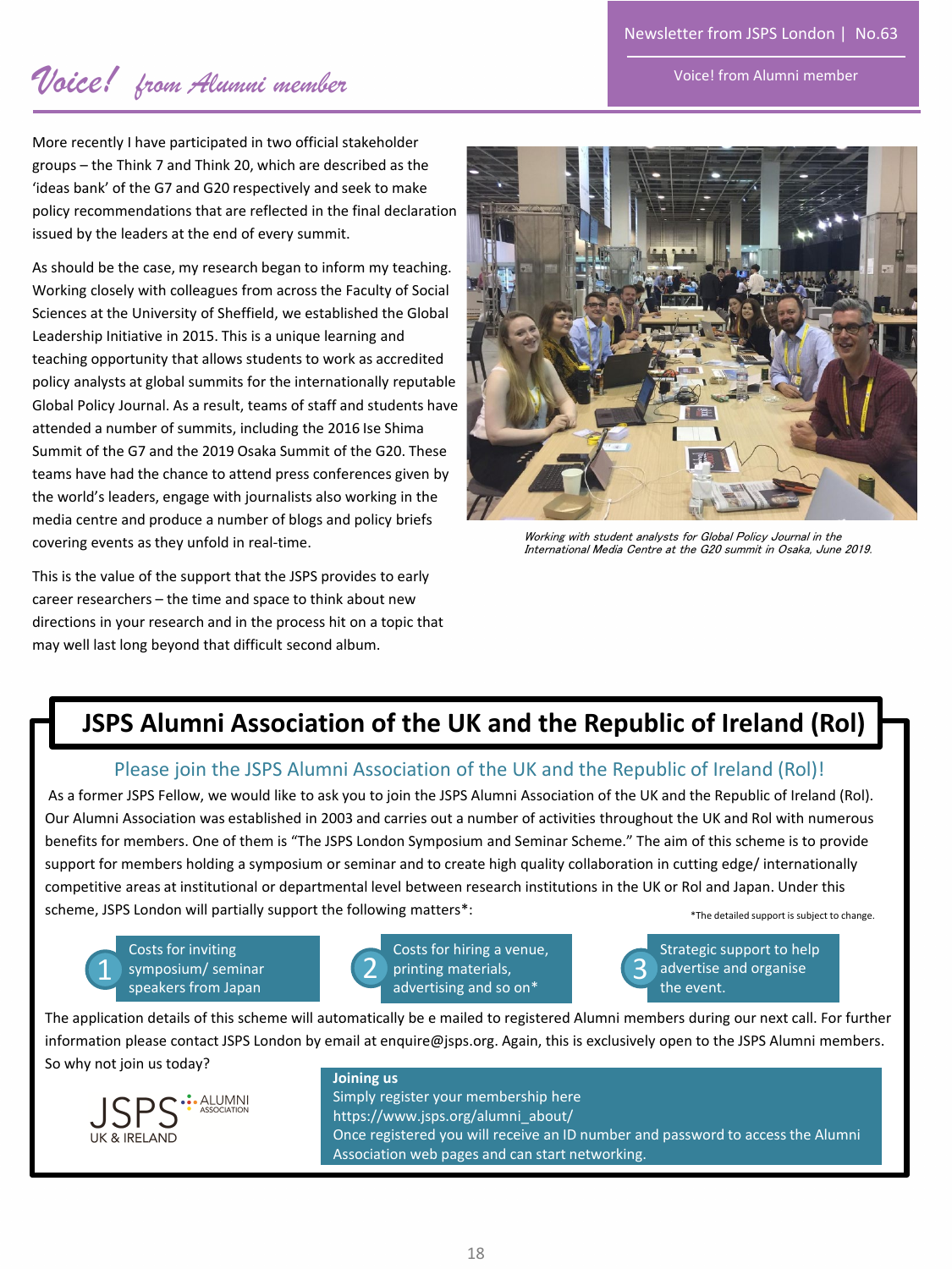# *Voice! from Alumni member*

More recently I have participated in two official stakeholder groups – the Think 7 and Think 20, which are described as the 'ideas bank' of the G7 and G20 respectively and seek to make policy recommendations that are reflected in the final declaration issued by the leaders at the end of every summit.

As should be the case, my research began to inform my teaching. Working closely with colleagues from across the Faculty of Social Sciences at the University of Sheffield, we established the Global Leadership Initiative in 2015. This is a unique learning and teaching opportunity that allows students to work as accredited policy analysts at global summits for the internationally reputable Global Policy Journal. As a result, teams of staff and students have attended a number of summits, including the 2016 Ise Shima Summit of the G7 and the 2019 Osaka Summit of the G20. These teams have had the chance to attend press conferences given by the world's leaders, engage with journalists also working in the media centre and produce a number of blogs and policy briefs covering events as they unfold in real-time.

*Working with student analysts for Global Policy Journal in the International Media Centre at the G20 summit in Osaka, June 2019.*

This is the value of the support that the JSPS provides to early career researchers – the time and space to think about new directions in your research and in the process hit on a topic that may well last long beyond that difficult second album.

## JSPS Alumni Association of the UK and the Republic of Ireland (RoI)

### Please join the JSPS Alumni Association of the UK and the Republic of Ireland (RoI)!

As a former JSPS Fellow, we would like to ask you to join the JSPS Alumni Association of the UK and the Republic of Ireland (RoI). Our Alumni Association was established in 2003 and carries out a number of activities throughout the UK and RoI with numerous benefits for members. One of them is "The JSPS London Symposium and Seminar Scheme." The aim of this scheme is to provide support for members holding a symposium or seminar and to create high quality collaboration in cutting edge/ internationally competitive areas at institutional or departmental level between research institutions in the UK or RoI and Japan. Under this scheme, JSPS London will partially support the following matters*:

*The detailed support is subject to change.

1. Costs for inviting symposium/ seminar speakers from Japan
2. Costs for hiring a venue, printing materials, advertising and so on*
3. Strategic support to help advertise and organise the event.

The application details of this scheme will automatically be e mailed to registered Alumni members during our next call. For further information please contact JSPS London by email at enquire@jsps.org. Again, this is exclusively open to the JSPS Alumni members. So why not join us today?

JSPS ALUMNI ASSOCIATION UK & IRELAND

**Joining us**

Simply register your membership here
https://www.jsps.org/alumni_about/
Once registered you will receive an ID number and password to access the Alumni Association web pages and can start networking.